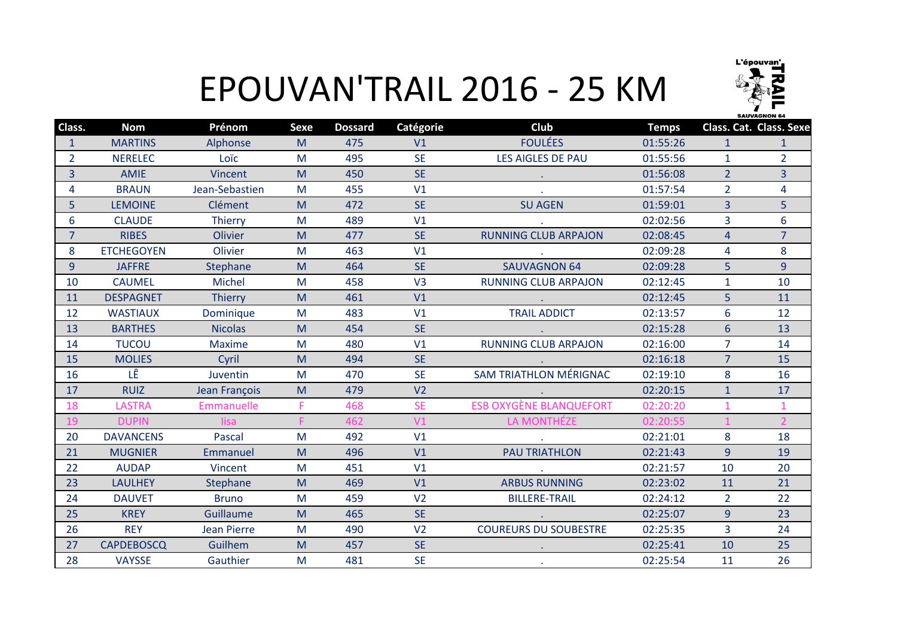# EPOUVAN'TRAIL 2016 - 25 KM

| Class. | Nom | Prénom | Sexe | Dossard | Catégorie | Club | Temps | Class. Cat. | Class. Sexe |
|---|---|---|---|---|---|---|---|---|---|
| 1 | MARTINS | Alphonse | M | 475 | V1 | FOULÉES | 01:55:26 | 1 | 1 |
| 2 | NERELEC | Loïc | M | 495 | SE | LES AIGLES DE PAU | 01:55:56 | 1 | 2 |
| 3 | AMIE | Vincent | M | 450 | SE | . | 01:56:08 | 2 | 3 |
| 4 | BRAUN | Jean-Sebastien | M | 455 | V1 | . | 01:57:54 | 2 | 4 |
| 5 | LEMOINE | Clément | M | 472 | SE | SU AGEN | 01:59:01 | 3 | 5 |
| 6 | CLAUDE | Thierry | M | 489 | V1 | . | 02:02:56 | 3 | 6 |
| 7 | RIBES | Olivier | M | 477 | SE | RUNNING CLUB ARPAJON | 02:08:45 | 4 | 7 |
| 8 | ETCHEGOYEN | Olivier | M | 463 | V1 | . | 02:09:28 | 4 | 8 |
| 9 | JAFFRE | Stephane | M | 464 | SE | SAUVAGNON 64 | 02:09:28 | 5 | 9 |
| 10 | CAUMEL | Michel | M | 458 | V3 | RUNNING CLUB ARPAJON | 02:12:45 | 1 | 10 |
| 11 | DESPAGNET | Thierry | M | 461 | V1 | . | 02:12:45 | 5 | 11 |
| 12 | WASTIAUX | Dominique | M | 483 | V1 | TRAIL ADDICT | 02:13:57 | 6 | 12 |
| 13 | BARTHES | Nicolas | M | 454 | SE | . | 02:15:28 | 6 | 13 |
| 14 | TUCOU | Maxime | M | 480 | V1 | RUNNING CLUB ARPAJON | 02:16:00 | 7 | 14 |
| 15 | MOLIES | Cyril | M | 494 | SE | . | 02:16:18 | 7 | 15 |
| 16 | LÊ | Juventin | M | 470 | SE | SAM TRIATHLON MÉRIGNAC | 02:19:10 | 8 | 16 |
| 17 | RUIZ | Jean François | M | 479 | V2 | . | 02:20:15 | 1 | 17 |
| 18 | LASTRA | Emmanuelle | F | 468 | SE | ESB OXYGÈNE BLANQUEFORT | 02:20:20 | 1 | 1 |
| 19 | DUPIN | lisa | F | 462 | V1 | LA MONTHÉZE | 02:20:55 | 1 | 2 |
| 20 | DAVANCENS | Pascal | M | 492 | V1 | . | 02:21:01 | 8 | 18 |
| 21 | MUGNIER | Emmanuel | M | 496 | V1 | PAU TRIATHLON | 02:21:43 | 9 | 19 |
| 22 | AUDAP | Vincent | M | 451 | V1 | . | 02:21:57 | 10 | 20 |
| 23 | LAULHEY | Stephane | M | 469 | V1 | ARBUS RUNNING | 02:23:02 | 11 | 21 |
| 24 | DAUVET | Bruno | M | 459 | V2 | BILLERE-TRAIL | 02:24:12 | 2 | 22 |
| 25 | KREY | Guillaume | M | 465 | SE | . | 02:25:07 | 9 | 23 |
| 26 | REY | Jean Pierre | M | 490 | V2 | COUREURS DU SOUBESTRE | 02:25:35 | 3 | 24 |
| 27 | CAPDEBOSCQ | Guilhem | M | 457 | SE | . | 02:25:41 | 10 | 25 |
| 28 | VAYSSE | Gauthier | M | 481 | SE | . | 02:25:54 | 11 | 26 |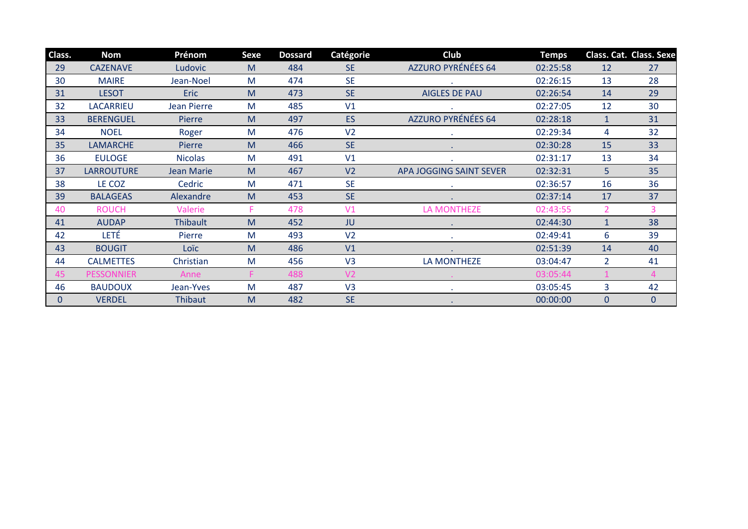| Class. | Nom | Prénom | Sexe | Dossard | Catégorie | Club | Temps | Class. Cat. | Class. Sexe |
|---|---|---|---|---|---|---|---|---|---|
| 29 | CAZENAVE | Ludovic | M | 484 | SE | AZZURO PYRÉNÉES 64 | 02:25:58 | 12 | 27 |
| 30 | MAIRE | Jean-Noel | M | 474 | SE | . | 02:26:15 | 13 | 28 |
| 31 | LESOT | Eric | M | 473 | SE | AIGLES DE PAU | 02:26:54 | 14 | 29 |
| 32 | LACARRIEU | Jean Pierre | M | 485 | V1 | . | 02:27:05 | 12 | 30 |
| 33 | BERENGUEL | Pierre | M | 497 | ES | AZZURO PYRÉNÉES 64 | 02:28:18 | 1 | 31 |
| 34 | NOEL | Roger | M | 476 | V2 | . | 02:29:34 | 4 | 32 |
| 35 | LAMARCHE | Pierre | M | 466 | SE | . | 02:30:28 | 15 | 33 |
| 36 | EULOGE | Nicolas | M | 491 | V1 | . | 02:31:17 | 13 | 34 |
| 37 | LARROUTURE | Jean Marie | M | 467 | V2 | APA JOGGING SAINT SEVER | 02:32:31 | 5 | 35 |
| 38 | LE COZ | Cedric | M | 471 | SE | . | 02:36:57 | 16 | 36 |
| 39 | BALAGEAS | Alexandre | M | 453 | SE | . | 02:37:14 | 17 | 37 |
| 40 | ROUCH | Valerie | F | 478 | V1 | LA MONTHEZE | 02:43:55 | 2 | 3 |
| 41 | AUDAP | Thibault | M | 452 | JU | . | 02:44:30 | 1 | 38 |
| 42 | LETÉ | Pierre | M | 493 | V2 | . | 02:49:41 | 6 | 39 |
| 43 | BOUGIT | Loïc | M | 486 | V1 | . | 02:51:39 | 14 | 40 |
| 44 | CALMETTES | Christian | M | 456 | V3 | LA MONTHEZE | 03:04:47 | 2 | 41 |
| 45 | PESSONNIER | Anne | F | 488 | V2 | . | 03:05:44 | 1 | 4 |
| 46 | BAUDOUX | Jean-Yves | M | 487 | V3 | . | 03:05:45 | 3 | 42 |
| 0 | VERDEL | Thibaut | M | 482 | SE | . | 00:00:00 | 0 | 0 |